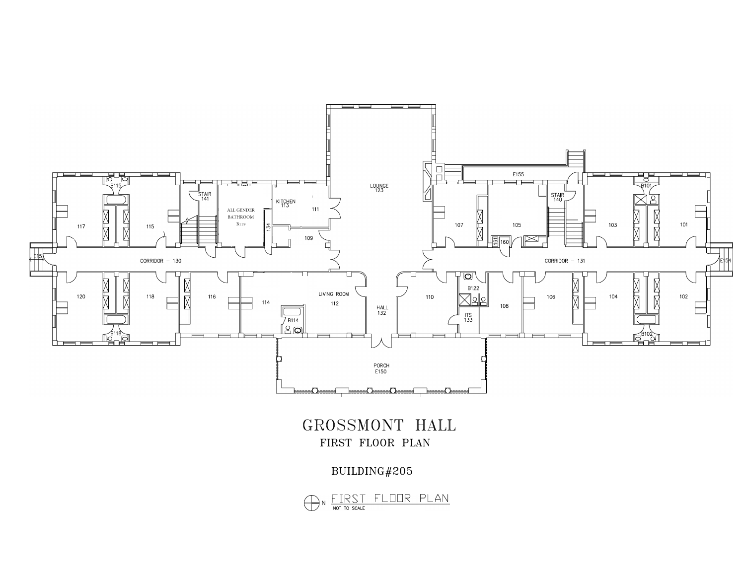# GROSSMONT HALL

## FIRST FLOOR PLAN

BUILDING#205

FIRST FLOOR PLAN
NOT TO SCALE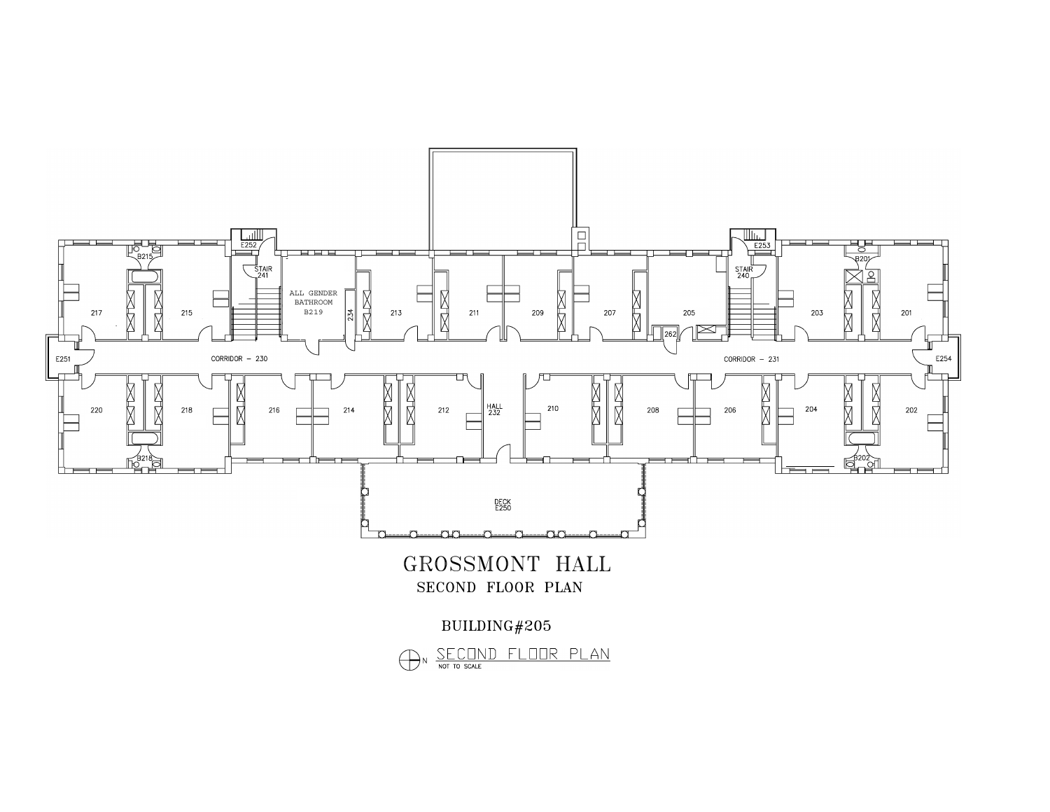# GROSSMONT HALL

## SECOND FLOOR PLAN

BUILDING#205

SECOND FLOOR PLAN
NOT TO SCALE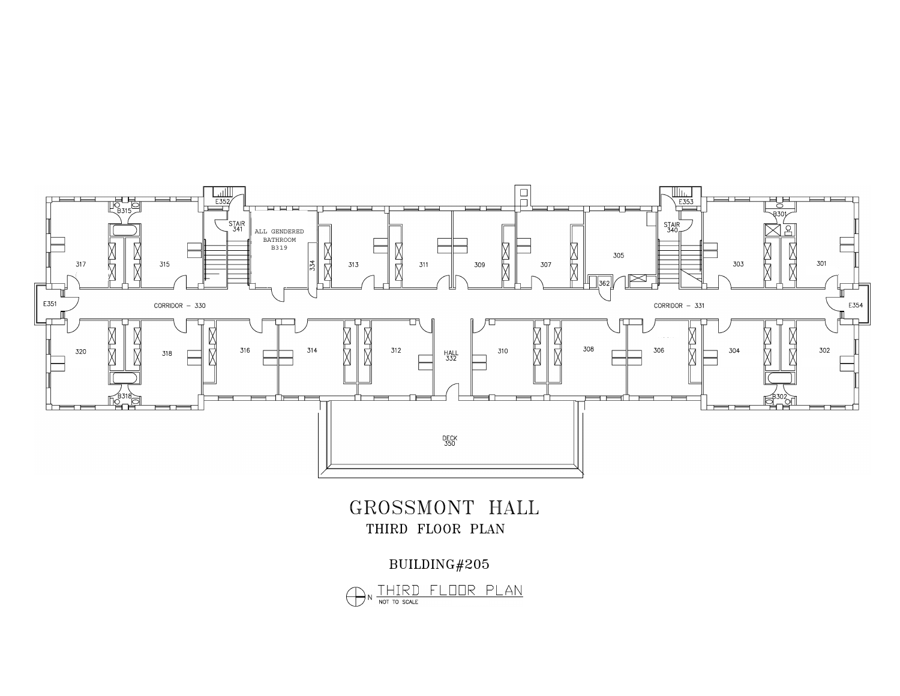# GROSSMONT HALL

## THIRD FLOOR PLAN

## BUILDING#205

THIRD FLOOR PLAN
NOT TO SCALE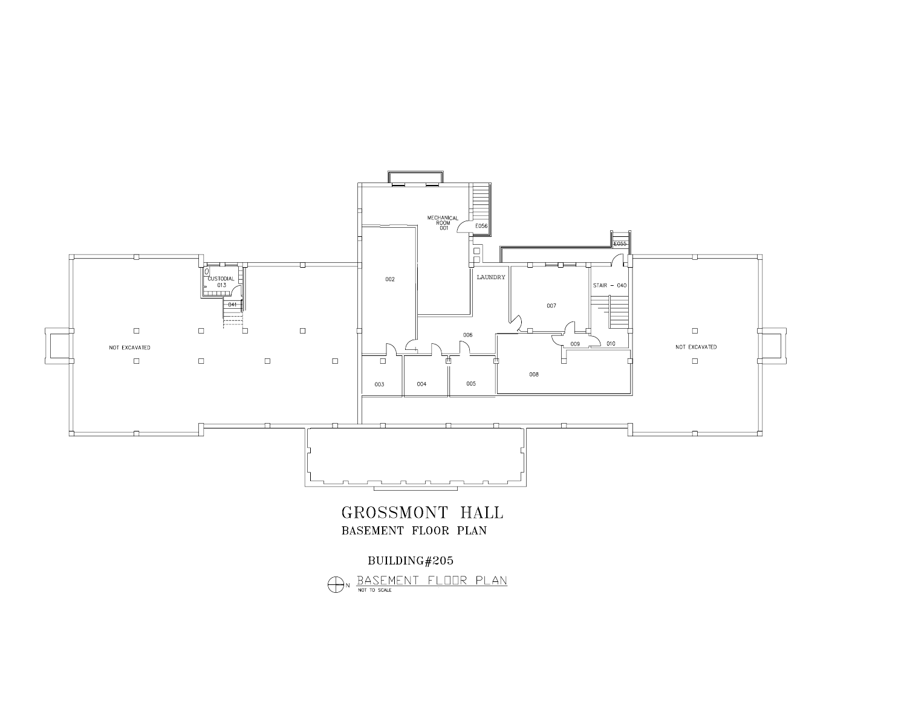MECHANICAL ROOM 001

E056

E055

CUSTODIAL 013

041

002

LAUNDRY

007

STAIR - 040

006

009

010

NOT EXCAVATED

NOT EXCAVATED

003

004

005

008

# GROSSMONT HALL

## BASEMENT FLOOR PLAN

BUILDING#205

N BASEMENT FLOOR PLAN

NOT TO SCALE